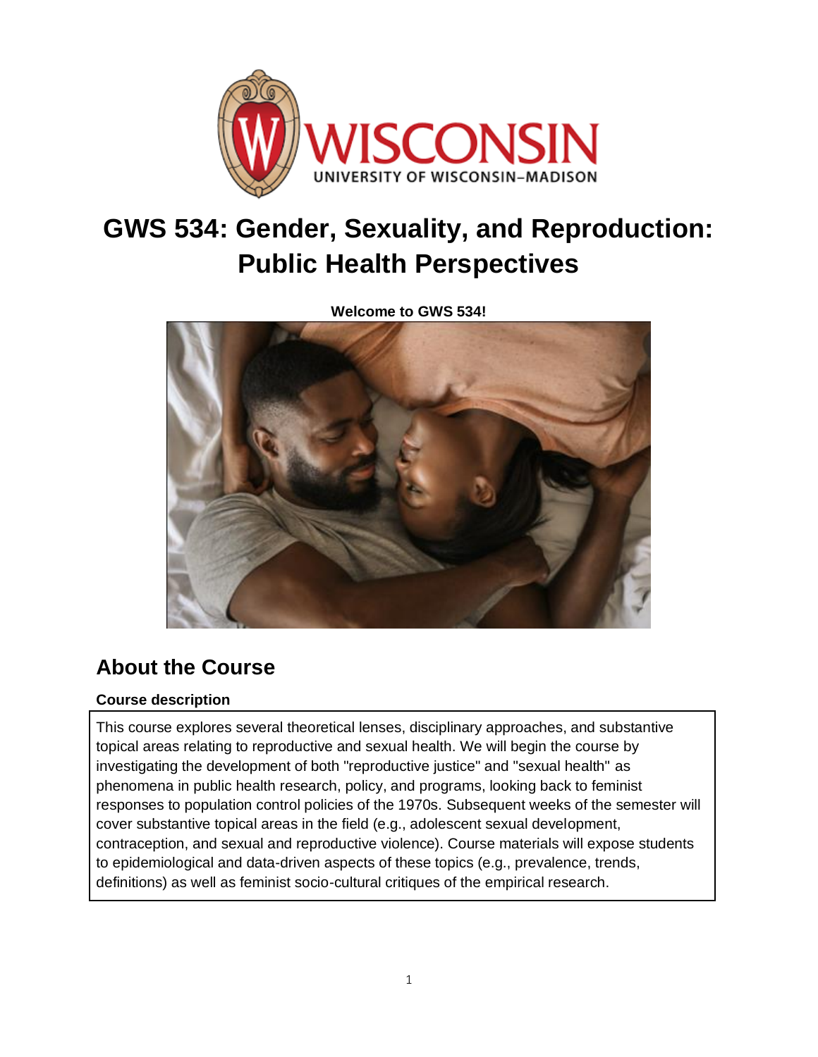# GWS 534: Gender, Sexuality, and Reproduction: Public Health Perspectives

**Welcome to GWS 534!**

## About the Course

### Course description

This course explores several theoretical lenses, disciplinary approaches, and substantive topical areas relating to reproductive and sexual health. We will begin the course by investigating the development of both "reproductive justice" and "sexual health" as phenomena in public health research, policy, and programs, looking back to feminist responses to population control policies of the 1970s. Subsequent weeks of the semester will cover substantive topical areas in the field (e.g., adolescent sexual development, contraception, and sexual and reproductive violence). Course materials will expose students to epidemiological and data-driven aspects of these topics (e.g., prevalence, trends, definitions) as well as feminist socio-cultural critiques of the empirical research.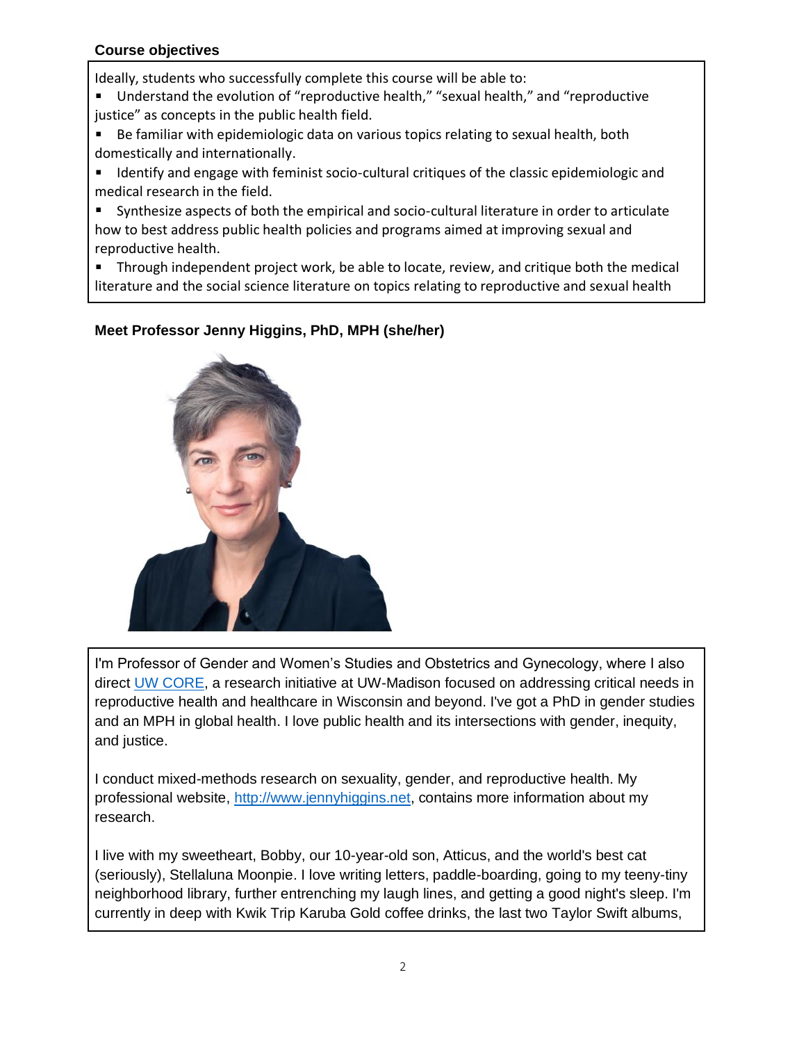**Course objectives**

Ideally, students who successfully complete this course will be able to:

- Understand the evolution of "reproductive health," "sexual health," and "reproductive justice" as concepts in the public health field.
- Be familiar with epidemiologic data on various topics relating to sexual health, both domestically and internationally.
- Identify and engage with feminist socio-cultural critiques of the classic epidemiologic and medical research in the field.
- Synthesize aspects of both the empirical and socio-cultural literature in order to articulate how to best address public health policies and programs aimed at improving sexual and reproductive health.
- Through independent project work, be able to locate, review, and critique both the medical literature and the social science literature on topics relating to reproductive and sexual health

**Meet Professor Jenny Higgins, PhD, MPH (she/her)**

I'm Professor of Gender and Women's Studies and Obstetrics and Gynecology, where I also direct UW CORE, a research initiative at UW-Madison focused on addressing critical needs in reproductive health and healthcare in Wisconsin and beyond. I've got a PhD in gender studies and an MPH in global health. I love public health and its intersections with gender, inequity, and justice.

I conduct mixed-methods research on sexuality, gender, and reproductive health. My professional website, http://www.jennyhiggins.net, contains more information about my research.

I live with my sweetheart, Bobby, our 10-year-old son, Atticus, and the world's best cat (seriously), Stellaluna Moonpie. I love writing letters, paddle-boarding, going to my teeny-tiny neighborhood library, further entrenching my laugh lines, and getting a good night's sleep. I'm currently in deep with Kwik Trip Karuba Gold coffee drinks, the last two Taylor Swift albums,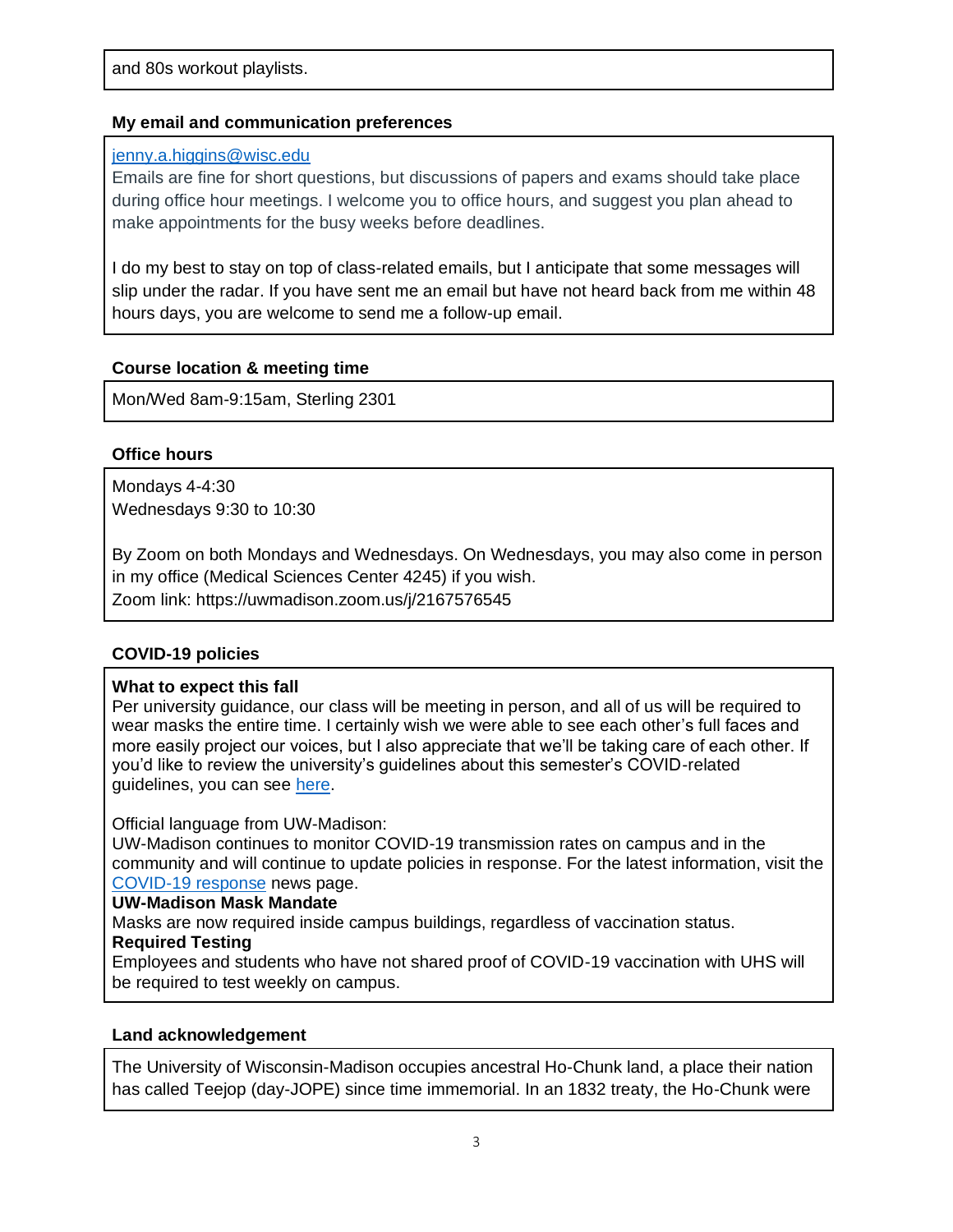and 80s workout playlists.

### My email and communication preferences

[jenny.a.higgins@wisc.edu](mailto:jenny.a.higgins@wisc.edu)
Emails are fine for short questions, but discussions of papers and exams should take place during office hour meetings. I welcome you to office hours, and suggest you plan ahead to make appointments for the busy weeks before deadlines.

I do my best to stay on top of class-related emails, but I anticipate that some messages will slip under the radar. If you have sent me an email but have not heard back from me within 48 hours days, you are welcome to send me a follow-up email.

### Course location & meeting time

Mon/Wed 8am-9:15am, Sterling 2301

### Office hours

Mondays 4-4:30
Wednesdays 9:30 to 10:30

By Zoom on both Mondays and Wednesdays. On Wednesdays, you may also come in person in my office (Medical Sciences Center 4245) if you wish.
Zoom link: https://uwmadison.zoom.us/j/2167576545

### COVID-19 policies

**What to expect this fall**
Per university guidance, our class will be meeting in person, and all of us will be required to wear masks the entire time. I certainly wish we were able to see each other's full faces and more easily project our voices, but I also appreciate that we'll be taking care of each other. If you'd like to review the university's guidelines about this semester's COVID-related guidelines, you can see here.

Official language from UW-Madison:
UW-Madison continues to monitor COVID-19 transmission rates on campus and in the community and will continue to update policies in response. For the latest information, visit the COVID-19 response news page.

**UW-Madison Mask Mandate**
Masks are now required inside campus buildings, regardless of vaccination status.

**Required Testing**
Employees and students who have not shared proof of COVID-19 vaccination with UHS will be required to test weekly on campus.

### Land acknowledgement

The University of Wisconsin-Madison occupies ancestral Ho-Chunk land, a place their nation has called Teejop (day-JOPE) since time immemorial. In an 1832 treaty, the Ho-Chunk were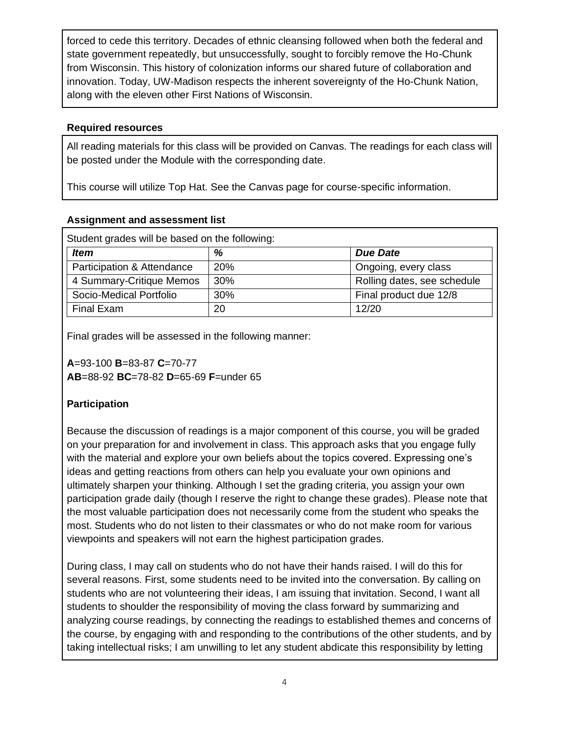forced to cede this territory. Decades of ethnic cleansing followed when both the federal and state government repeatedly, but unsuccessfully, sought to forcibly remove the Ho-Chunk from Wisconsin. This history of colonization informs our shared future of collaboration and innovation. Today, UW-Madison respects the inherent sovereignty of the Ho-Chunk Nation, along with the eleven other First Nations of Wisconsin.

### Required resources

All reading materials for this class will be provided on Canvas. The readings for each class will be posted under the Module with the corresponding date.

This course will utilize Top Hat. See the Canvas page for course-specific information.

### Assignment and assessment list

Student grades will be based on the following:

| ***Item*** | ***%*** | ***Due Date*** |
|---|---|---|
| Participation & Attendance | 20% | Ongoing, every class |
| 4 Summary-Critique Memos | 30% | Rolling dates, see schedule |
| Socio-Medical Portfolio | 30% | Final product due 12/8 |
| Final Exam | 20 | 12/20 |

Final grades will be assessed in the following manner:

**A**=93-100 **B**=83-87 **C**=70-77
**AB**=88-92 **BC**=78-82 **D**=65-69 **F**=under 65

### Participation

Because the discussion of readings is a major component of this course, you will be graded on your preparation for and involvement in class. This approach asks that you engage fully with the material and explore your own beliefs about the topics covered. Expressing one's ideas and getting reactions from others can help you evaluate your own opinions and ultimately sharpen your thinking. Although I set the grading criteria, you assign your own participation grade daily (though I reserve the right to change these grades). Please note that the most valuable participation does not necessarily come from the student who speaks the most. Students who do not listen to their classmates or who do not make room for various viewpoints and speakers will not earn the highest participation grades.

During class, I may call on students who do not have their hands raised. I will do this for several reasons. First, some students need to be invited into the conversation. By calling on students who are not volunteering their ideas, I am issuing that invitation. Second, I want all students to shoulder the responsibility of moving the class forward by summarizing and analyzing course readings, by connecting the readings to established themes and concerns of the course, by engaging with and responding to the contributions of the other students, and by taking intellectual risks; I am unwilling to let any student abdicate this responsibility by letting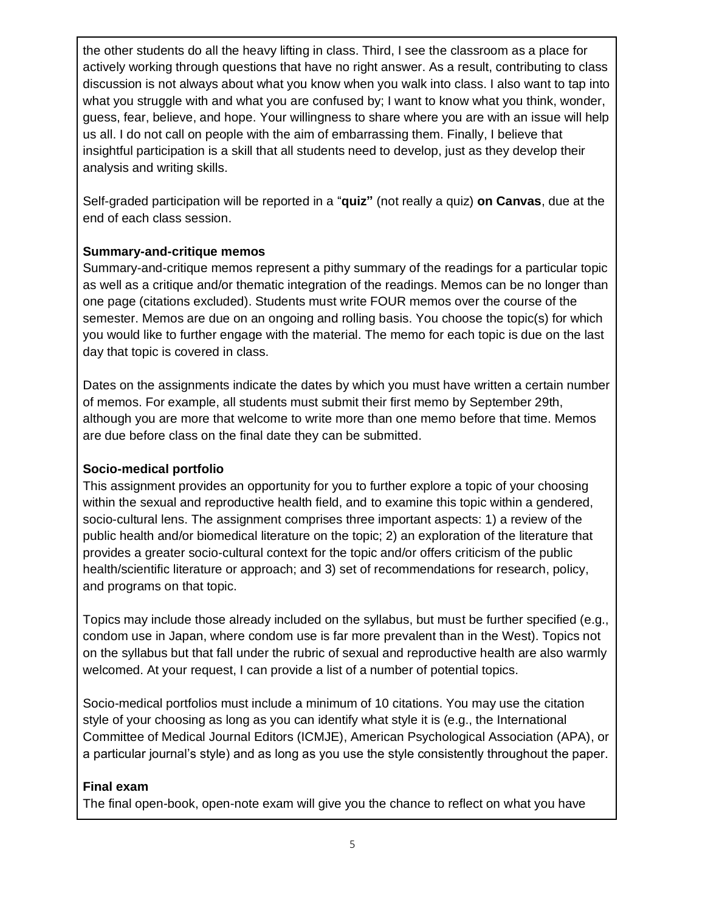the other students do all the heavy lifting in class. Third, I see the classroom as a place for actively working through questions that have no right answer. As a result, contributing to class discussion is not always about what you know when you walk into class. I also want to tap into what you struggle with and what you are confused by; I want to know what you think, wonder, guess, fear, believe, and hope. Your willingness to share where you are with an issue will help us all. I do not call on people with the aim of embarrassing them. Finally, I believe that insightful participation is a skill that all students need to develop, just as they develop their analysis and writing skills.

Self-graded participation will be reported in a "**quiz"** (not really a quiz) **on Canvas**, due at the end of each class session.

**Summary-and-critique memos**

Summary-and-critique memos represent a pithy summary of the readings for a particular topic as well as a critique and/or thematic integration of the readings. Memos can be no longer than one page (citations excluded). Students must write FOUR memos over the course of the semester. Memos are due on an ongoing and rolling basis. You choose the topic(s) for which you would like to further engage with the material. The memo for each topic is due on the last day that topic is covered in class.

Dates on the assignments indicate the dates by which you must have written a certain number of memos. For example, all students must submit their first memo by September 29th, although you are more that welcome to write more than one memo before that time. Memos are due before class on the final date they can be submitted.

**Socio-medical portfolio**

This assignment provides an opportunity for you to further explore a topic of your choosing within the sexual and reproductive health field, and to examine this topic within a gendered, socio-cultural lens. The assignment comprises three important aspects: 1) a review of the public health and/or biomedical literature on the topic; 2) an exploration of the literature that provides a greater socio-cultural context for the topic and/or offers criticism of the public health/scientific literature or approach; and 3) set of recommendations for research, policy, and programs on that topic.

Topics may include those already included on the syllabus, but must be further specified (e.g., condom use in Japan, where condom use is far more prevalent than in the West). Topics not on the syllabus but that fall under the rubric of sexual and reproductive health are also warmly welcomed. At your request, I can provide a list of a number of potential topics.

Socio-medical portfolios must include a minimum of 10 citations. You may use the citation style of your choosing as long as you can identify what style it is (e.g., the International Committee of Medical Journal Editors (ICMJE), American Psychological Association (APA), or a particular journal's style) and as long as you use the style consistently throughout the paper.

**Final exam**

The final open-book, open-note exam will give you the chance to reflect on what you have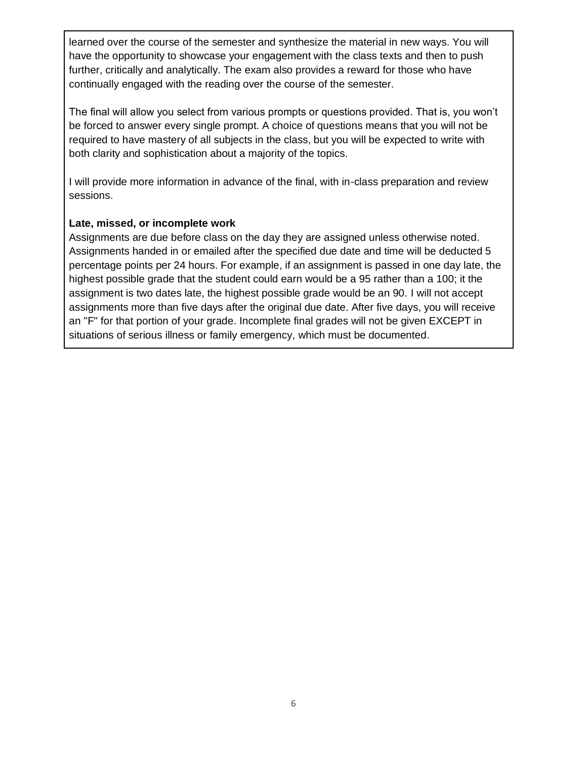learned over the course of the semester and synthesize the material in new ways. You will have the opportunity to showcase your engagement with the class texts and then to push further, critically and analytically. The exam also provides a reward for those who have continually engaged with the reading over the course of the semester.

The final will allow you select from various prompts or questions provided. That is, you won't be forced to answer every single prompt. A choice of questions means that you will not be required to have mastery of all subjects in the class, but you will be expected to write with both clarity and sophistication about a majority of the topics.

I will provide more information in advance of the final, with in-class preparation and review sessions.

**Late, missed, or incomplete work**

Assignments are due before class on the day they are assigned unless otherwise noted. Assignments handed in or emailed after the specified due date and time will be deducted 5 percentage points per 24 hours. For example, if an assignment is passed in one day late, the highest possible grade that the student could earn would be a 95 rather than a 100; it the assignment is two dates late, the highest possible grade would be an 90. I will not accept assignments more than five days after the original due date. After five days, you will receive an "F" for that portion of your grade. Incomplete final grades will not be given EXCEPT in situations of serious illness or family emergency, which must be documented.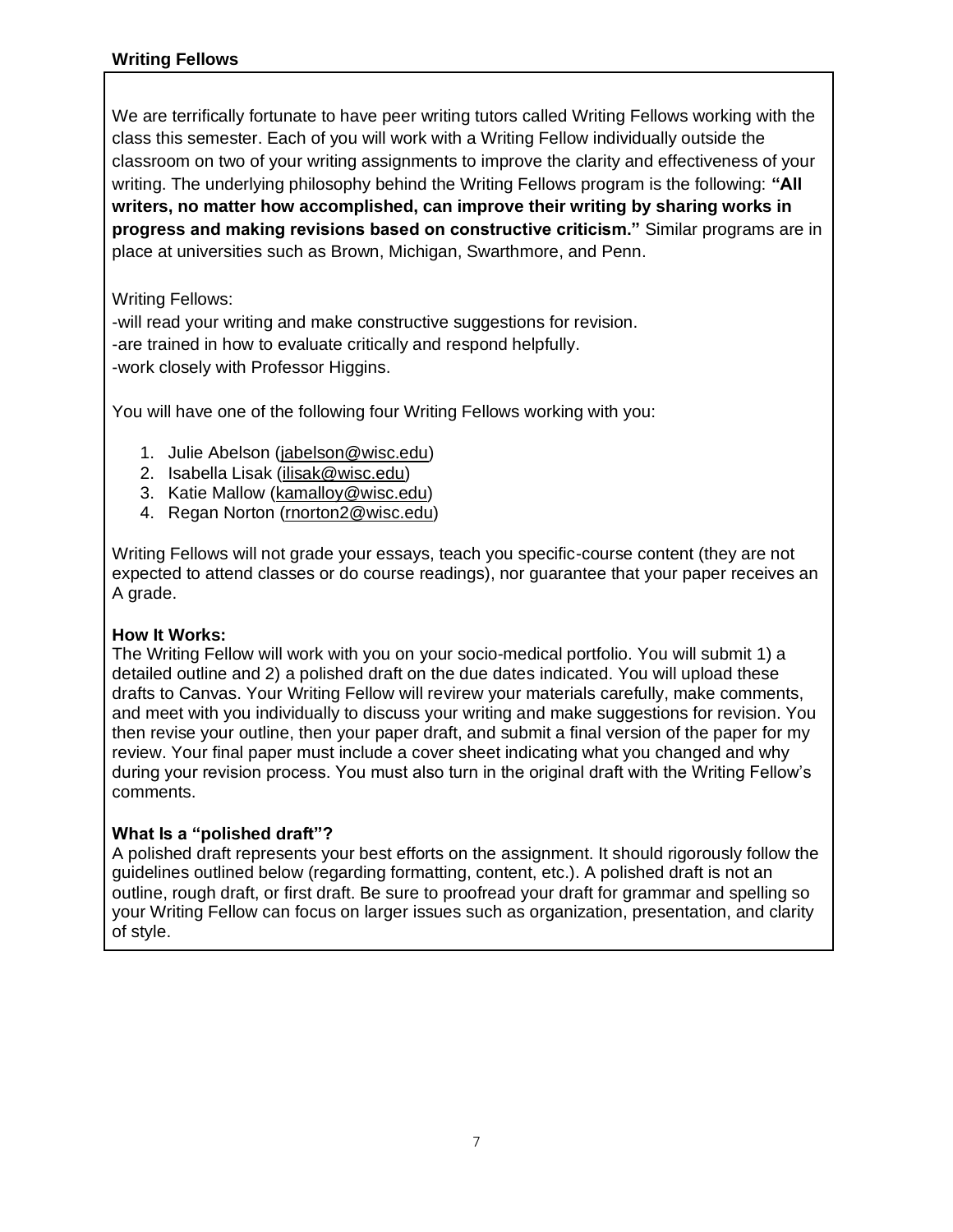**Writing Fellows**

We are terrifically fortunate to have peer writing tutors called Writing Fellows working with the class this semester. Each of you will work with a Writing Fellow individually outside the classroom on two of your writing assignments to improve the clarity and effectiveness of your writing. The underlying philosophy behind the Writing Fellows program is the following: **"All writers, no matter how accomplished, can improve their writing by sharing works in progress and making revisions based on constructive criticism."** Similar programs are in place at universities such as Brown, Michigan, Swarthmore, and Penn.

Writing Fellows:
-will read your writing and make constructive suggestions for revision.
-are trained in how to evaluate critically and respond helpfully.
-work closely with Professor Higgins.

You will have one of the following four Writing Fellows working with you:

1. Julie Abelson (jabelson@wisc.edu)
2. Isabella Lisak (ilisak@wisc.edu)
3. Katie Mallow (kamalloy@wisc.edu)
4. Regan Norton (rnorton2@wisc.edu)

Writing Fellows will not grade your essays, teach you specific-course content (they are not expected to attend classes or do course readings), nor guarantee that your paper receives an A grade.

**How It Works:**
The Writing Fellow will work with you on your socio-medical portfolio. You will submit 1) a detailed outline and 2) a polished draft on the due dates indicated. You will upload these drafts to Canvas. Your Writing Fellow will revirew your materials carefully, make comments, and meet with you individually to discuss your writing and make suggestions for revision. You then revise your outline, then your paper draft, and submit a final version of the paper for my review. Your final paper must include a cover sheet indicating what you changed and why during your revision process. You must also turn in the original draft with the Writing Fellow's comments.

**What Is a "polished draft"?**
A polished draft represents your best efforts on the assignment. It should rigorously follow the guidelines outlined below (regarding formatting, content, etc.). A polished draft is not an outline, rough draft, or first draft. Be sure to proofread your draft for grammar and spelling so your Writing Fellow can focus on larger issues such as organization, presentation, and clarity of style.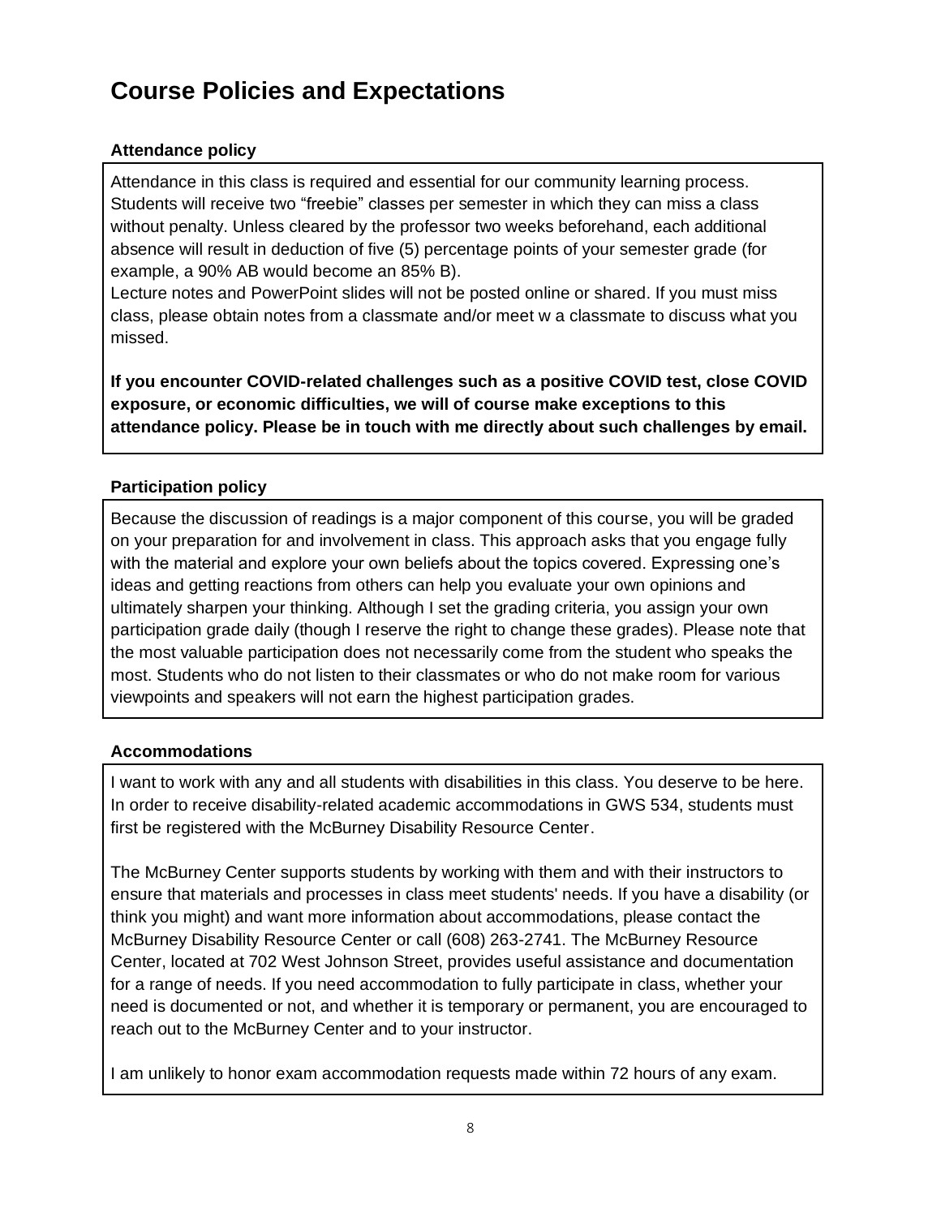## Course Policies and Expectations

### Attendance policy

Attendance in this class is required and essential for our community learning process. Students will receive two "freebie" classes per semester in which they can miss a class without penalty. Unless cleared by the professor two weeks beforehand, each additional absence will result in deduction of five (5) percentage points of your semester grade (for example, a 90% AB would become an 85% B).
Lecture notes and PowerPoint slides will not be posted online or shared. If you must miss class, please obtain notes from a classmate and/or meet w a classmate to discuss what you missed.

**If you encounter COVID-related challenges such as a positive COVID test, close COVID exposure, or economic difficulties, we will of course make exceptions to this attendance policy. Please be in touch with me directly about such challenges by email.**

### Participation policy

Because the discussion of readings is a major component of this course, you will be graded on your preparation for and involvement in class. This approach asks that you engage fully with the material and explore your own beliefs about the topics covered. Expressing one's ideas and getting reactions from others can help you evaluate your own opinions and ultimately sharpen your thinking. Although I set the grading criteria, you assign your own participation grade daily (though I reserve the right to change these grades). Please note that the most valuable participation does not necessarily come from the student who speaks the most. Students who do not listen to their classmates or who do not make room for various viewpoints and speakers will not earn the highest participation grades.

### Accommodations

I want to work with any and all students with disabilities in this class. You deserve to be here. In order to receive disability-related academic accommodations in GWS 534, students must first be registered with the McBurney Disability Resource Center.

The McBurney Center supports students by working with them and with their instructors to ensure that materials and processes in class meet students' needs. If you have a disability (or think you might) and want more information about accommodations, please contact the McBurney Disability Resource Center or call (608) 263-2741. The McBurney Resource Center, located at 702 West Johnson Street, provides useful assistance and documentation for a range of needs. If you need accommodation to fully participate in class, whether your need is documented or not, and whether it is temporary or permanent, you are encouraged to reach out to the McBurney Center and to your instructor.

I am unlikely to honor exam accommodation requests made within 72 hours of any exam.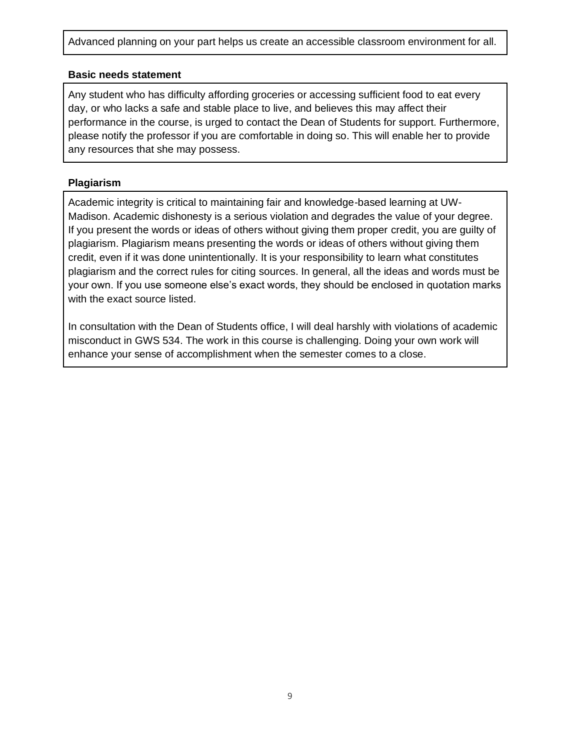Advanced planning on your part helps us create an accessible classroom environment for all.

**Basic needs statement**

Any student who has difficulty affording groceries or accessing sufficient food to eat every day, or who lacks a safe and stable place to live, and believes this may affect their performance in the course, is urged to contact the Dean of Students for support. Furthermore, please notify the professor if you are comfortable in doing so. This will enable her to provide any resources that she may possess.

**Plagiarism**

Academic integrity is critical to maintaining fair and knowledge-based learning at UW-Madison. Academic dishonesty is a serious violation and degrades the value of your degree. If you present the words or ideas of others without giving them proper credit, you are guilty of plagiarism. Plagiarism means presenting the words or ideas of others without giving them credit, even if it was done unintentionally. It is your responsibility to learn what constitutes plagiarism and the correct rules for citing sources. In general, all the ideas and words must be your own. If you use someone else's exact words, they should be enclosed in quotation marks with the exact source listed.

In consultation with the Dean of Students office, I will deal harshly with violations of academic misconduct in GWS 534. The work in this course is challenging. Doing your own work will enhance your sense of accomplishment when the semester comes to a close.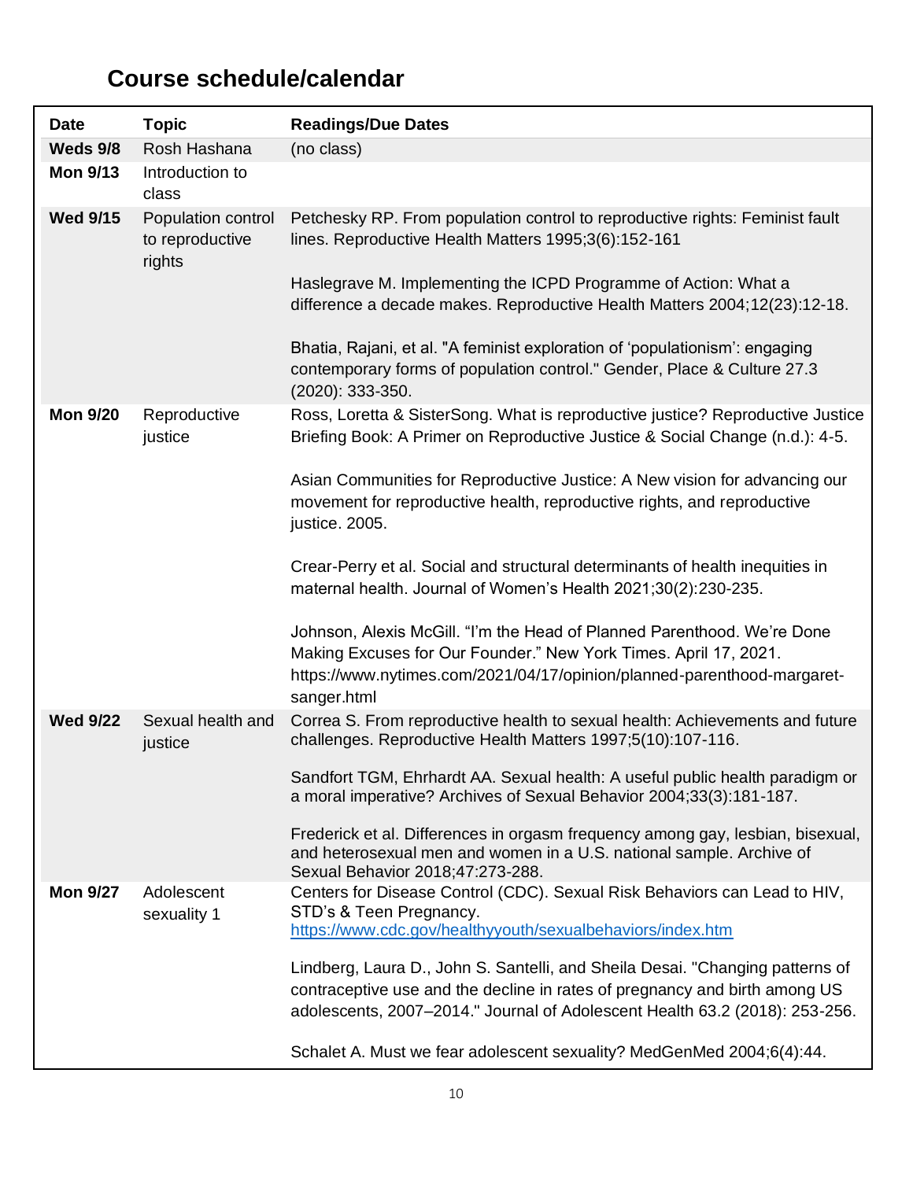## Course schedule/calendar

| Date | Topic | Readings/Due Dates |
|---|---|---|
| **Weds 9/8** | Rosh Hashana | (no class) |
| **Mon 9/13** | Introduction to class | |
| **Wed 9/15** | Population control to reproductive rights | Petchesky RP. From population control to reproductive rights: Feminist fault lines. Reproductive Health Matters 1995;3(6):152-161<br><br>Haslegrave M. Implementing the ICPD Programme of Action: What a difference a decade makes. Reproductive Health Matters 2004;12(23):12-18.<br><br>Bhatia, Rajani, et al. "A feminist exploration of 'populationism': engaging contemporary forms of population control." Gender, Place & Culture 27.3 (2020): 333-350. |
| **Mon 9/20** | Reproductive justice | Ross, Loretta & SisterSong. What is reproductive justice? Reproductive Justice Briefing Book: A Primer on Reproductive Justice & Social Change (n.d.): 4-5.<br><br>Asian Communities for Reproductive Justice: A New vision for advancing our movement for reproductive health, reproductive rights, and reproductive justice. 2005.<br><br>Crear-Perry et al. Social and structural determinants of health inequities in maternal health. Journal of Women's Health 2021;30(2):230-235.<br><br>Johnson, Alexis McGill. "I'm the Head of Planned Parenthood. We're Done Making Excuses for Our Founder." New York Times. April 17, 2021. https://www.nytimes.com/2021/04/17/opinion/planned-parenthood-margaret-sanger.html |
| **Wed 9/22** | Sexual health and justice | Correa S. From reproductive health to sexual health: Achievements and future challenges. Reproductive Health Matters 1997;5(10):107-116.<br><br>Sandfort TGM, Ehrhardt AA. Sexual health: A useful public health paradigm or a moral imperative? Archives of Sexual Behavior 2004;33(3):181-187.<br><br>Frederick et al. Differences in orgasm frequency among gay, lesbian, bisexual, and heterosexual men and women in a U.S. national sample. Archive of Sexual Behavior 2018;47:273-288. |
| **Mon 9/27** | Adolescent sexuality 1 | Centers for Disease Control (CDC). Sexual Risk Behaviors can Lead to HIV, STD's & Teen Pregnancy. https://www.cdc.gov/healthyyouth/sexualbehaviors/index.htm<br><br>Lindberg, Laura D., John S. Santelli, and Sheila Desai. "Changing patterns of contraceptive use and the decline in rates of pregnancy and birth among US adolescents, 2007–2014." Journal of Adolescent Health 63.2 (2018): 253-256.<br><br>Schalet A. Must we fear adolescent sexuality? MedGenMed 2004;6(4):44. |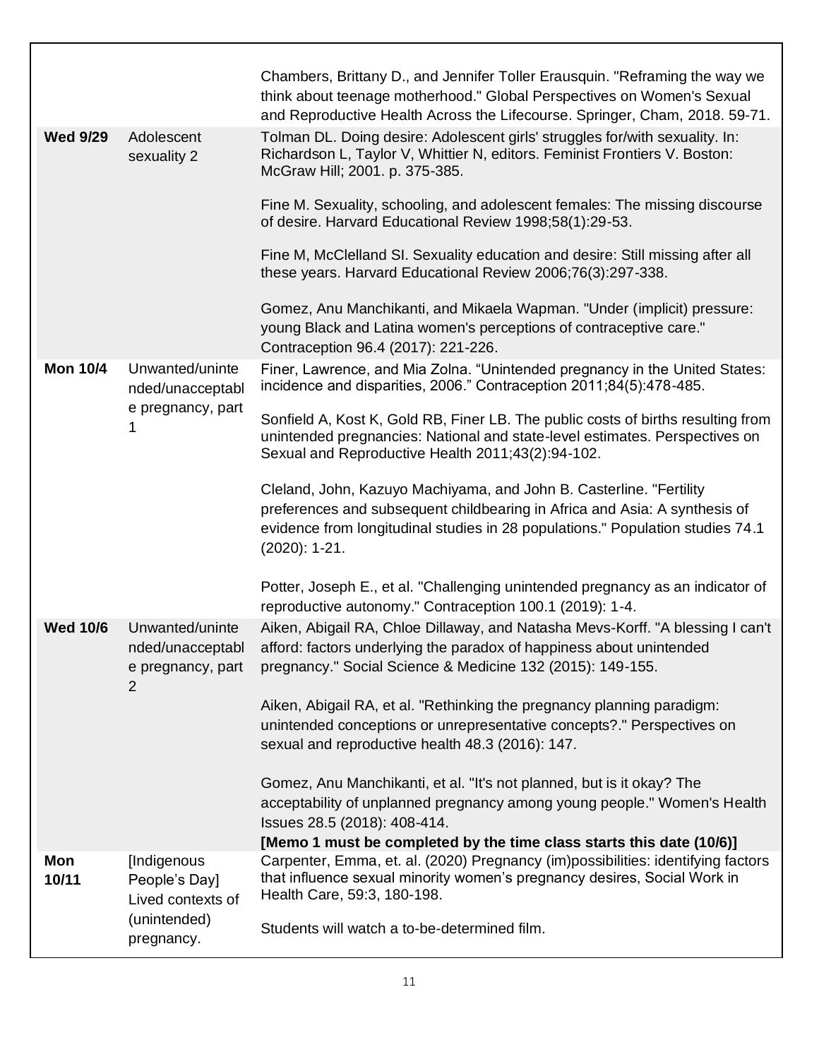| | | |
|---|---|---|
| | | Chambers, Brittany D., and Jennifer Toller Erausquin. "Reframing the way we think about teenage motherhood." Global Perspectives on Women's Sexual and Reproductive Health Across the Lifecourse. Springer, Cham, 2018. 59-71. |
| **Wed 9/29** | Adolescent sexuality 2 | Tolman DL. Doing desire: Adolescent girls' struggles for/with sexuality. In: Richardson L, Taylor V, Whittier N, editors. Feminist Frontiers V. Boston: McGraw Hill; 2001. p. 375-385.<br><br>Fine M. Sexuality, schooling, and adolescent females: The missing discourse of desire. Harvard Educational Review 1998;58(1):29-53.<br><br>Fine M, McClelland SI. Sexuality education and desire: Still missing after all these years. Harvard Educational Review 2006;76(3):297-338.<br><br>Gomez, Anu Manchikanti, and Mikaela Wapman. "Under (implicit) pressure: young Black and Latina women's perceptions of contraceptive care." Contraception 96.4 (2017): 221-226. |
| **Mon 10/4** | Unwanted/unintended/unacceptable pregnancy, part 1 | Finer, Lawrence, and Mia Zolna. "Unintended pregnancy in the United States: incidence and disparities, 2006." Contraception 2011;84(5):478-485.<br><br>Sonfield A, Kost K, Gold RB, Finer LB. The public costs of births resulting from unintended pregnancies: National and state-level estimates. Perspectives on Sexual and Reproductive Health 2011;43(2):94-102.<br><br>Cleland, John, Kazuyo Machiyama, and John B. Casterline. "Fertility preferences and subsequent childbearing in Africa and Asia: A synthesis of evidence from longitudinal studies in 28 populations." Population studies 74.1 (2020): 1-21.<br><br>Potter, Joseph E., et al. "Challenging unintended pregnancy as an indicator of reproductive autonomy." Contraception 100.1 (2019): 1-4. |
| **Wed 10/6** | Unwanted/unintended/unacceptable pregnancy, part 2 | Aiken, Abigail RA, Chloe Dillaway, and Natasha Mevs-Korff. "A blessing I can't afford: factors underlying the paradox of happiness about unintended pregnancy." Social Science & Medicine 132 (2015): 149-155.<br><br>Aiken, Abigail RA, et al. "Rethinking the pregnancy planning paradigm: unintended conceptions or unrepresentative concepts?." Perspectives on sexual and reproductive health 48.3 (2016): 147.<br><br>Gomez, Anu Manchikanti, et al. "It's not planned, but is it okay? The acceptability of unplanned pregnancy among young people." Women's Health Issues 28.5 (2018): 408-414.<br>**[Memo 1 must be completed by the time class starts this date (10/6)]** |
| **Mon 10/11** | [Indigenous People's Day] Lived contexts of (unintended) pregnancy. | Carpenter, Emma, et. al. (2020) Pregnancy (im)possibilities: identifying factors that influence sexual minority women's pregnancy desires, Social Work in Health Care, 59:3, 180-198.<br><br>Students will watch a to-be-determined film. |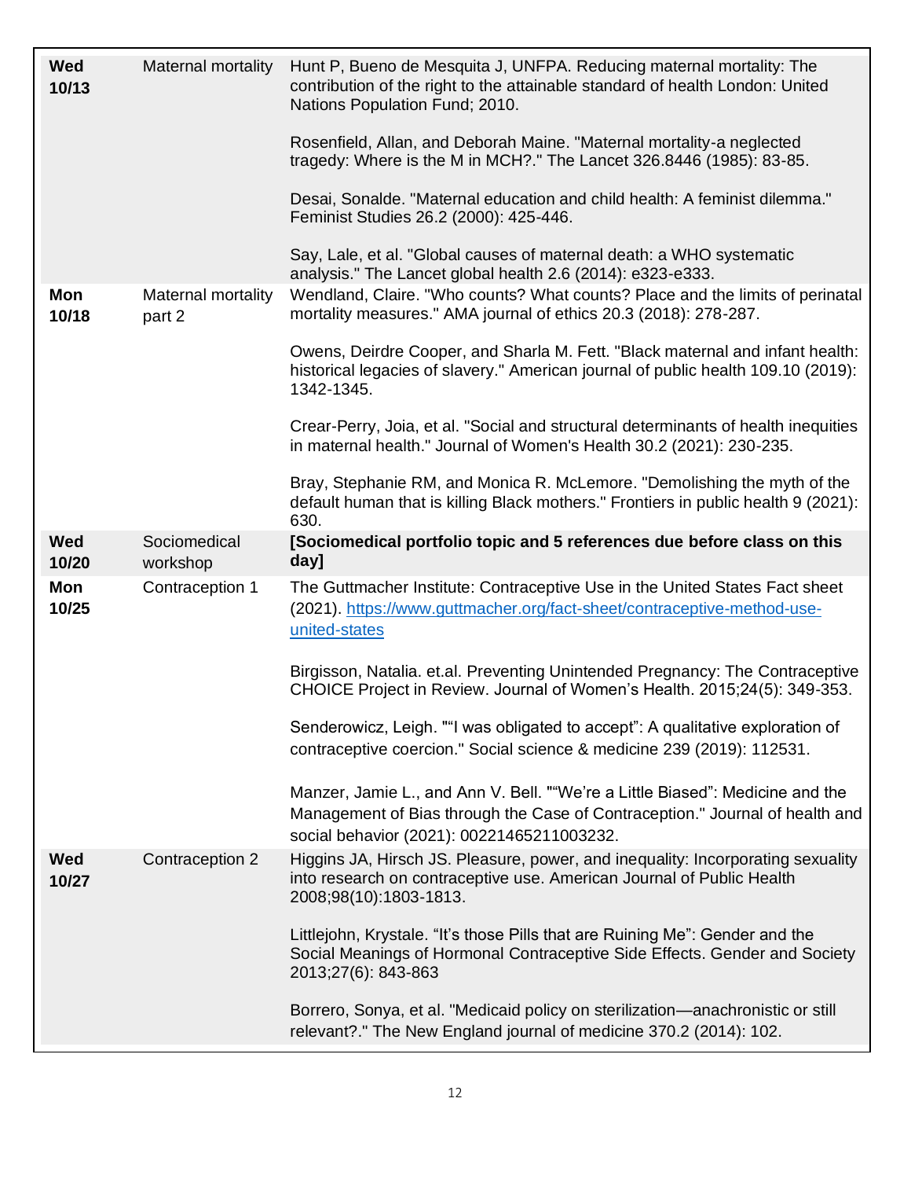| | | |
|---|---|---|
| **Wed 10/13** | Maternal mortality | Hunt P, Bueno de Mesquita J, UNFPA. Reducing maternal mortality: The contribution of the right to the attainable standard of health London: United Nations Population Fund; 2010.<br><br>Rosenfield, Allan, and Deborah Maine. "Maternal mortality-a neglected tragedy: Where is the M in MCH?." The Lancet 326.8446 (1985): 83-85.<br><br>Desai, Sonalde. "Maternal education and child health: A feminist dilemma." Feminist Studies 26.2 (2000): 425-446.<br><br>Say, Lale, et al. "Global causes of maternal death: a WHO systematic analysis." The Lancet global health 2.6 (2014): e323-e333. |
| **Mon 10/18** | Maternal mortality part 2 | Wendland, Claire. "Who counts? What counts? Place and the limits of perinatal mortality measures." AMA journal of ethics 20.3 (2018): 278-287.<br><br>Owens, Deirdre Cooper, and Sharla M. Fett. "Black maternal and infant health: historical legacies of slavery." American journal of public health 109.10 (2019): 1342-1345.<br><br>Crear-Perry, Joia, et al. "Social and structural determinants of health inequities in maternal health." Journal of Women's Health 30.2 (2021): 230-235.<br><br>Bray, Stephanie RM, and Monica R. McLemore. "Demolishing the myth of the default human that is killing Black mothers." Frontiers in public health 9 (2021): 630. |
| **Wed 10/20** | Sociomedical workshop | **[Sociomedical portfolio topic and 5 references due before class on this day]** |
| **Mon 10/25** | Contraception 1 | The Guttmacher Institute: Contraceptive Use in the United States Fact sheet (2021). https://www.guttmacher.org/fact-sheet/contraceptive-method-use-united-states<br><br>Birgisson, Natalia. et.al. Preventing Unintended Pregnancy: The Contraceptive CHOICE Project in Review. Journal of Women's Health. 2015;24(5): 349-353.<br><br>Senderowicz, Leigh. ""I was obligated to accept": A qualitative exploration of contraceptive coercion." Social science & medicine 239 (2019): 112531.<br><br>Manzer, Jamie L., and Ann V. Bell. ""We're a Little Biased": Medicine and the Management of Bias through the Case of Contraception." Journal of health and social behavior (2021): 00221465211003232. |
| **Wed 10/27** | Contraception 2 | Higgins JA, Hirsch JS. Pleasure, power, and inequality: Incorporating sexuality into research on contraceptive use. American Journal of Public Health 2008;98(10):1803-1813.<br><br>Littlejohn, Krystale. "It's those Pills that are Ruining Me": Gender and the Social Meanings of Hormonal Contraceptive Side Effects. Gender and Society 2013;27(6): 843-863<br><br>Borrero, Sonya, et al. "Medicaid policy on sterilization—anachronistic or still relevant?." The New England journal of medicine 370.2 (2014): 102. |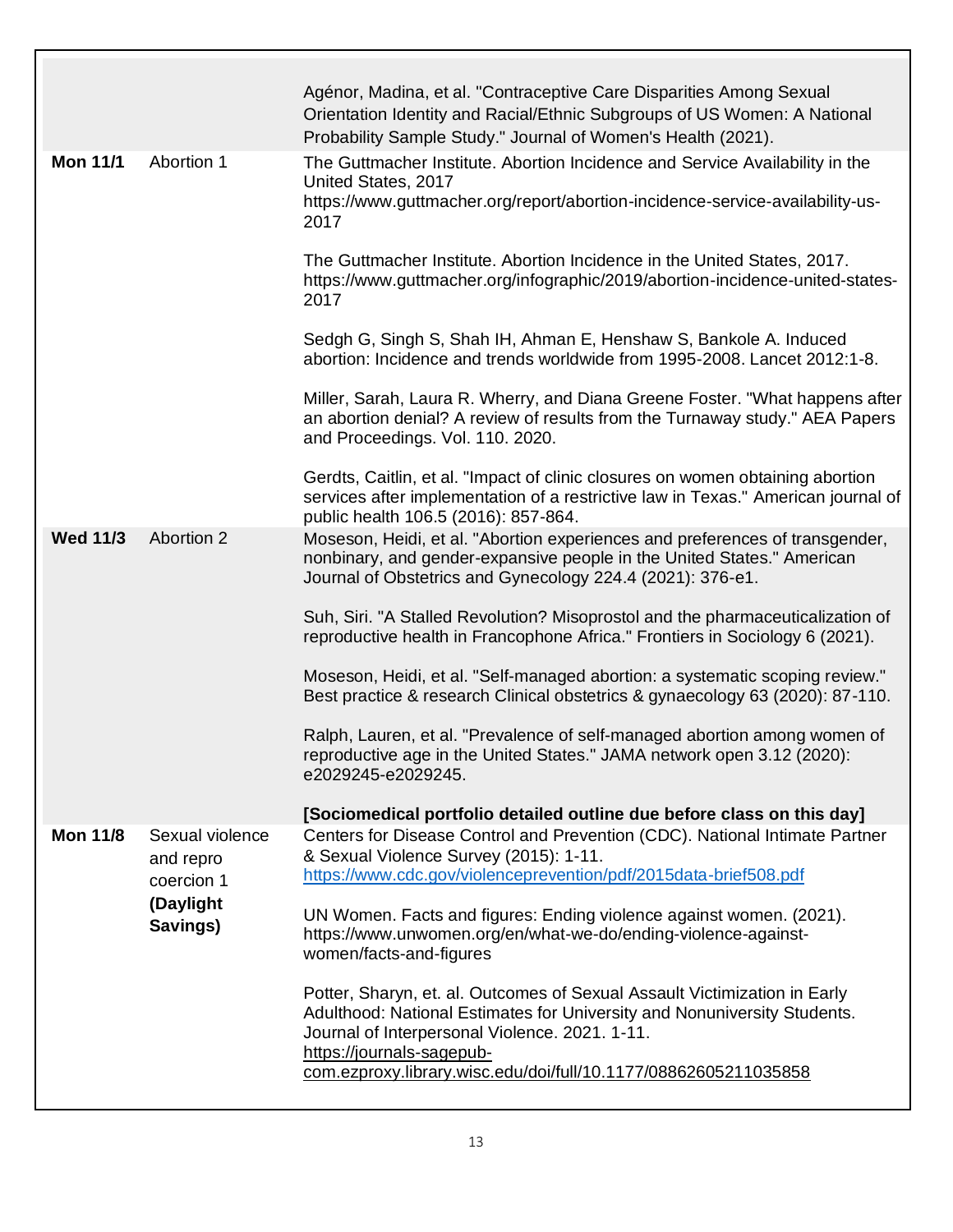| | | |
|---|---|---|
| | | Agénor, Madina, et al. "Contraceptive Care Disparities Among Sexual Orientation Identity and Racial/Ethnic Subgroups of US Women: A National Probability Sample Study." Journal of Women's Health (2021). |
| **Mon 11/1** | Abortion 1 | The Guttmacher Institute. Abortion Incidence and Service Availability in the United States, 2017 https://www.guttmacher.org/report/abortion-incidence-service-availability-us-2017<br><br>The Guttmacher Institute. Abortion Incidence in the United States, 2017. https://www.guttmacher.org/infographic/2019/abortion-incidence-united-states-2017<br><br>Sedgh G, Singh S, Shah IH, Ahman E, Henshaw S, Bankole A. Induced abortion: Incidence and trends worldwide from 1995-2008. Lancet 2012:1-8.<br><br>Miller, Sarah, Laura R. Wherry, and Diana Greene Foster. "What happens after an abortion denial? A review of results from the Turnaway study." AEA Papers and Proceedings. Vol. 110. 2020.<br><br>Gerdts, Caitlin, et al. "Impact of clinic closures on women obtaining abortion services after implementation of a restrictive law in Texas." American journal of public health 106.5 (2016): 857-864. |
| **Wed 11/3** | Abortion 2 | Moseson, Heidi, et al. "Abortion experiences and preferences of transgender, nonbinary, and gender-expansive people in the United States." American Journal of Obstetrics and Gynecology 224.4 (2021): 376-e1.<br><br>Suh, Siri. "A Stalled Revolution? Misoprostol and the pharmaceuticalization of reproductive health in Francophone Africa." Frontiers in Sociology 6 (2021).<br><br>Moseson, Heidi, et al. "Self-managed abortion: a systematic scoping review." Best practice & research Clinical obstetrics & gynaecology 63 (2020): 87-110.<br><br>Ralph, Lauren, et al. "Prevalence of self-managed abortion among women of reproductive age in the United States." JAMA network open 3.12 (2020): e2029245-e2029245.<br><br>**[Sociomedical portfolio detailed outline due before class on this day]** |
| **Mon 11/8** | Sexual violence and repro coercion 1<br>**(Daylight Savings)** | Centers for Disease Control and Prevention (CDC). National Intimate Partner & Sexual Violence Survey (2015): 1-11. https://www.cdc.gov/violenceprevention/pdf/2015data-brief508.pdf<br><br>UN Women. Facts and figures: Ending violence against women. (2021). https://www.unwomen.org/en/what-we-do/ending-violence-against-women/facts-and-figures<br><br>Potter, Sharyn, et. al. Outcomes of Sexual Assault Victimization in Early Adulthood: National Estimates for University and Nonuniversity Students. Journal of Interpersonal Violence. 2021. 1-11. https://journals-sagepub-com.ezproxy.library.wisc.edu/doi/full/10.1177/08862605211035858 |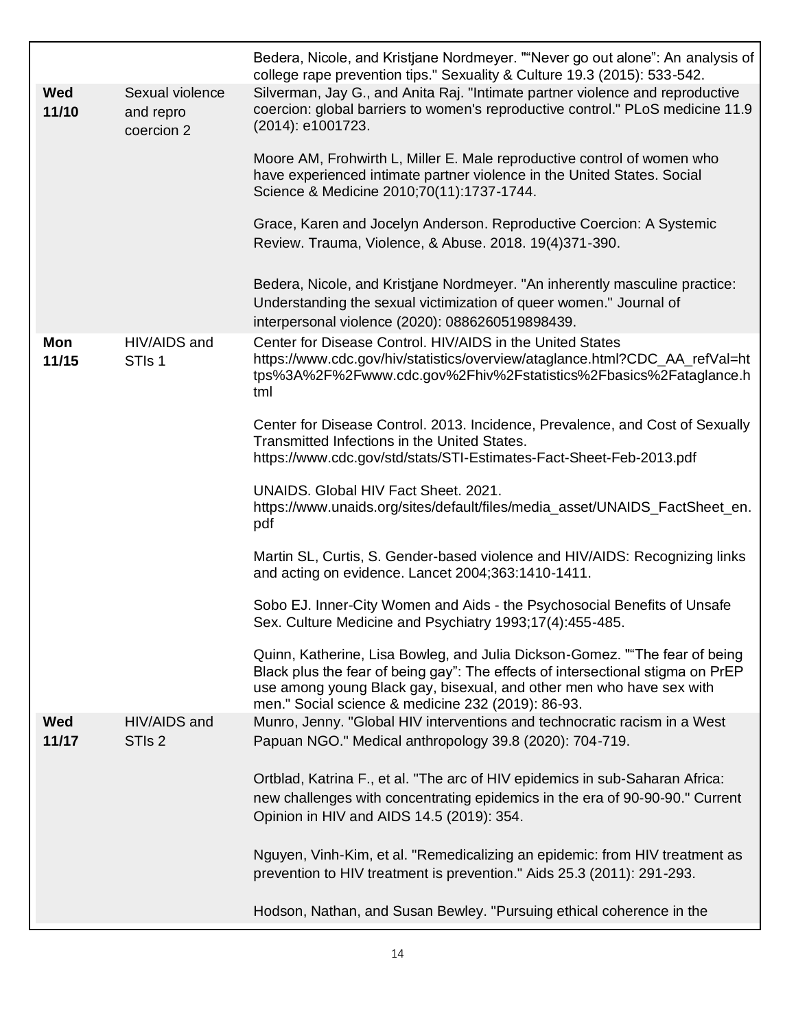| | | |
|---|---|---|
| | | Bedera, Nicole, and Kristjane Nordmeyer. ""Never go out alone": An analysis of college rape prevention tips." Sexuality & Culture 19.3 (2015): 533-542. |
| **Wed 11/10** | Sexual violence and repro coercion 2 | Silverman, Jay G., and Anita Raj. "Intimate partner violence and reproductive coercion: global barriers to women's reproductive control." PLoS medicine 11.9 (2014): e1001723.<br><br>Moore AM, Frohwirth L, Miller E. Male reproductive control of women who have experienced intimate partner violence in the United States. Social Science & Medicine 2010;70(11):1737-1744.<br><br>Grace, Karen and Jocelyn Anderson. Reproductive Coercion: A Systemic Review. Trauma, Violence, & Abuse. 2018. 19(4)371-390.<br><br>Bedera, Nicole, and Kristjane Nordmeyer. "An inherently masculine practice: Understanding the sexual victimization of queer women." Journal of interpersonal violence (2020): 0886260519898439. |
| **Mon 11/15** | HIV/AIDS and STIs 1 | Center for Disease Control. HIV/AIDS in the United States https://www.cdc.gov/hiv/statistics/overview/ataglance.html?CDC_AA_refVal=https%3A%2F%2Fwww.cdc.gov%2Fhiv%2Fstatistics%2Fbasics%2Fataglance.html<br><br>Center for Disease Control. 2013. Incidence, Prevalence, and Cost of Sexually Transmitted Infections in the United States. https://www.cdc.gov/std/stats/STI-Estimates-Fact-Sheet-Feb-2013.pdf<br><br>UNAIDS. Global HIV Fact Sheet. 2021. https://www.unaids.org/sites/default/files/media_asset/UNAIDS_FactSheet_en.pdf<br><br>Martin SL, Curtis, S. Gender-based violence and HIV/AIDS: Recognizing links and acting on evidence. Lancet 2004;363:1410-1411.<br><br>Sobo EJ. Inner-City Women and Aids - the Psychosocial Benefits of Unsafe Sex. Culture Medicine and Psychiatry 1993;17(4):455-485.<br><br>Quinn, Katherine, Lisa Bowleg, and Julia Dickson-Gomez. ""The fear of being Black plus the fear of being gay": The effects of intersectional stigma on PrEP use among young Black gay, bisexual, and other men who have sex with men." Social science & medicine 232 (2019): 86-93. |
| **Wed 11/17** | HIV/AIDS and STIs 2 | Munro, Jenny. "Global HIV interventions and technocratic racism in a West Papuan NGO." Medical anthropology 39.8 (2020): 704-719.<br><br>Ortblad, Katrina F., et al. "The arc of HIV epidemics in sub-Saharan Africa: new challenges with concentrating epidemics in the era of 90-90-90." Current Opinion in HIV and AIDS 14.5 (2019): 354.<br><br>Nguyen, Vinh-Kim, et al. "Remedicalizing an epidemic: from HIV treatment as prevention to HIV treatment is prevention." Aids 25.3 (2011): 291-293.<br><br>Hodson, Nathan, and Susan Bewley. "Pursuing ethical coherence in the |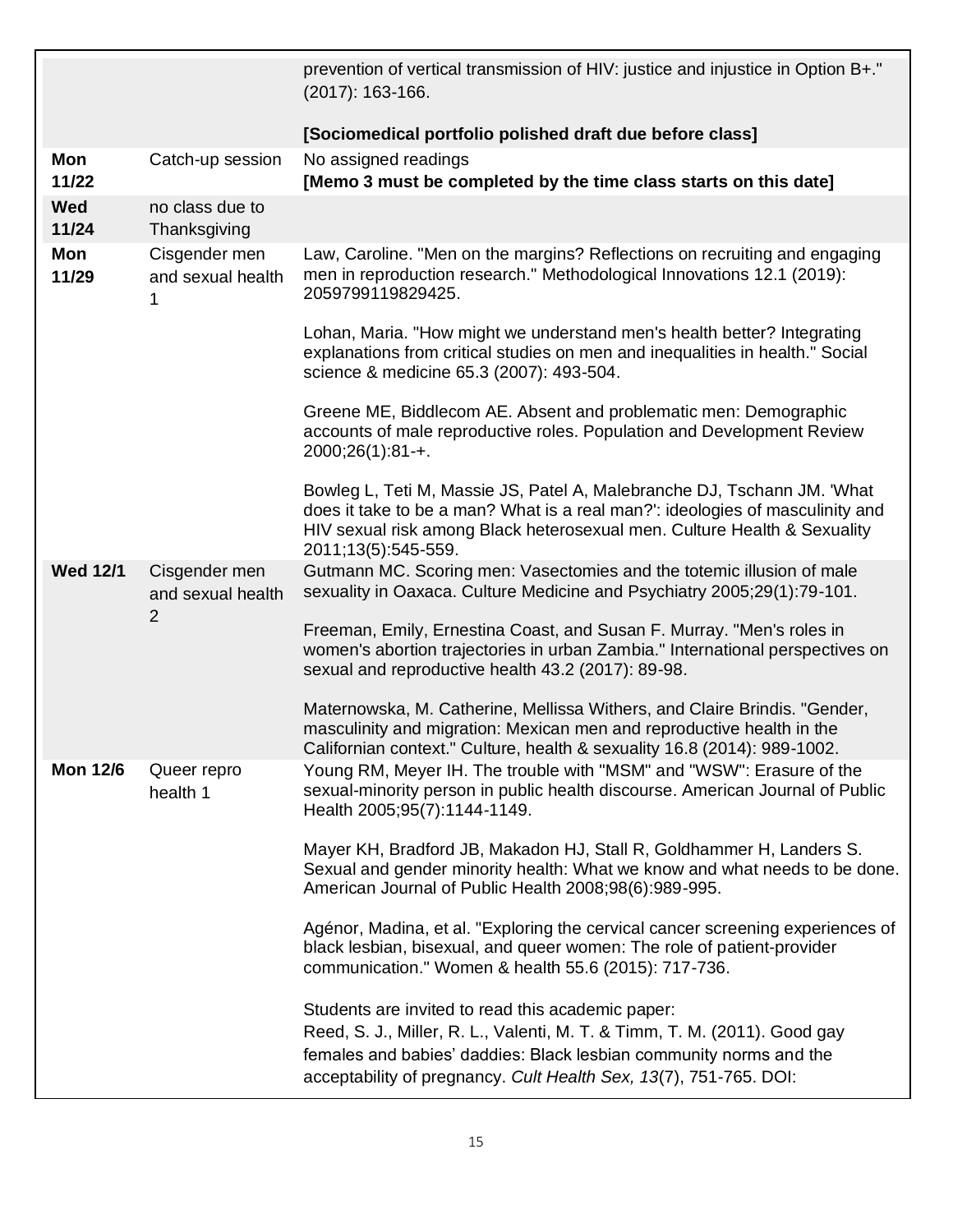| | | |
|---|---|---|
| | | prevention of vertical transmission of HIV: justice and injustice in Option B+." (2017): 163-166.<br><br>**[Sociomedical portfolio polished draft due before class]** |
| **Mon 11/22** | Catch-up session | No assigned readings<br>**[Memo 3 must be completed by the time class starts on this date]** |
| **Wed 11/24** | no class due to Thanksgiving | |
| **Mon 11/29** | Cisgender men and sexual health 1 | Law, Caroline. "Men on the margins? Reflections on recruiting and engaging men in reproduction research." Methodological Innovations 12.1 (2019): 2059799119829425.<br><br>Lohan, Maria. "How might we understand men's health better? Integrating explanations from critical studies on men and inequalities in health." Social science & medicine 65.3 (2007): 493-504.<br><br>Greene ME, Biddlecom AE. Absent and problematic men: Demographic accounts of male reproductive roles. Population and Development Review 2000;26(1):81-+.<br><br>Bowleg L, Teti M, Massie JS, Patel A, Malebranche DJ, Tschann JM. 'What does it take to be a man? What is a real man?': ideologies of masculinity and HIV sexual risk among Black heterosexual men. Culture Health & Sexuality 2011;13(5):545-559. |
| **Wed 12/1** | Cisgender men and sexual health 2 | Gutmann MC. Scoring men: Vasectomies and the totemic illusion of male sexuality in Oaxaca. Culture Medicine and Psychiatry 2005;29(1):79-101.<br><br>Freeman, Emily, Ernestina Coast, and Susan F. Murray. "Men's roles in women's abortion trajectories in urban Zambia." International perspectives on sexual and reproductive health 43.2 (2017): 89-98.<br><br>Maternowska, M. Catherine, Mellissa Withers, and Claire Brindis. "Gender, masculinity and migration: Mexican men and reproductive health in the Californian context." Culture, health & sexuality 16.8 (2014): 989-1002. |
| **Mon 12/6** | Queer repro health 1 | Young RM, Meyer IH. The trouble with "MSM" and "WSW": Erasure of the sexual-minority person in public health discourse. American Journal of Public Health 2005;95(7):1144-1149.<br><br>Mayer KH, Bradford JB, Makadon HJ, Stall R, Goldhammer H, Landers S. Sexual and gender minority health: What we know and what needs to be done. American Journal of Public Health 2008;98(6):989-995.<br><br>Agénor, Madina, et al. "Exploring the cervical cancer screening experiences of black lesbian, bisexual, and queer women: The role of patient-provider communication." Women & health 55.6 (2015): 717-736.<br><br>Students are invited to read this academic paper:<br>Reed, S. J., Miller, R. L., Valenti, M. T. & Timm, T. M. (2011). Good gay females and babies' daddies: Black lesbian community norms and the acceptability of pregnancy. *Cult Health Sex, 13*(7), 751-765. DOI: |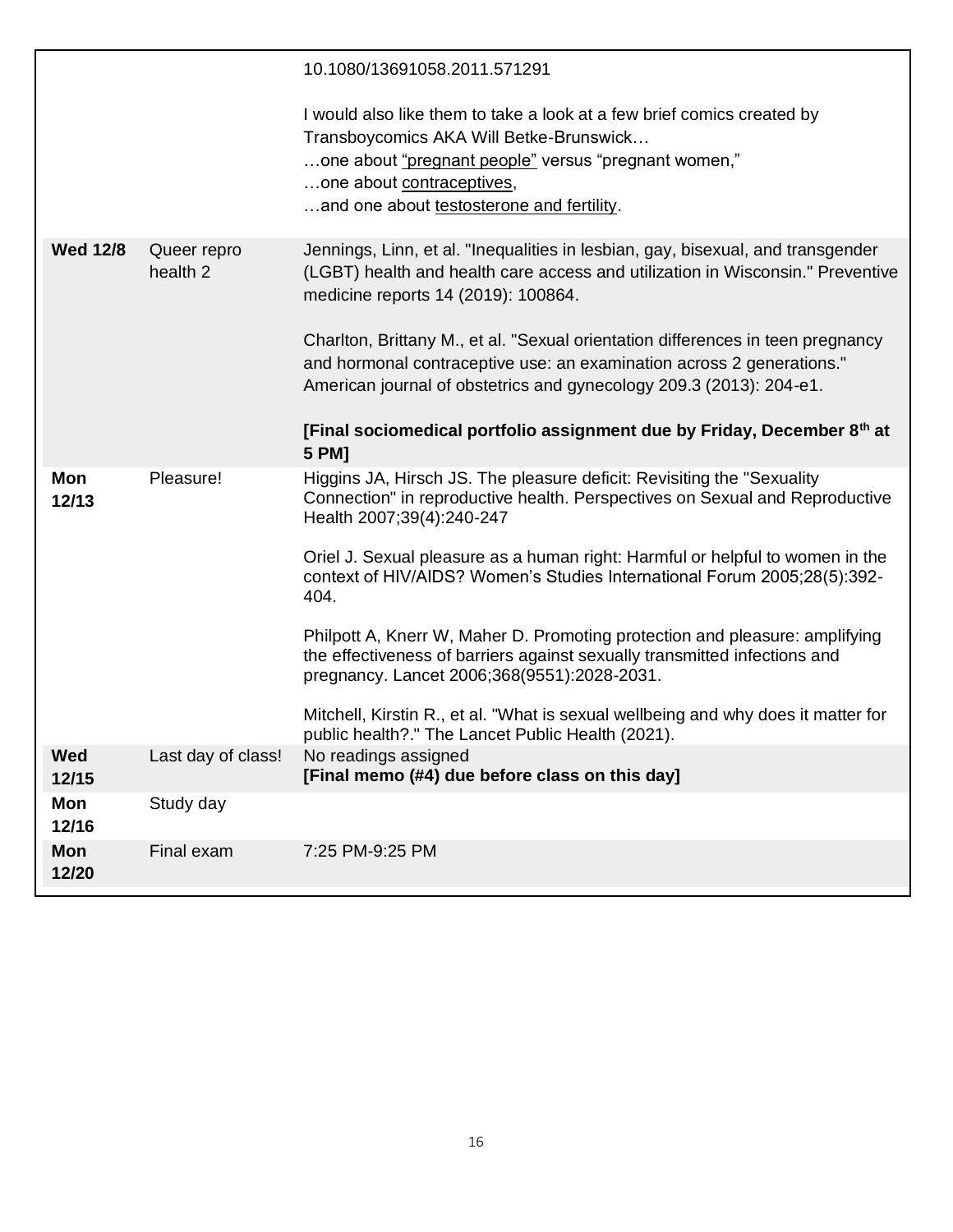| | | |
|---|---|---|
| | | 10.1080/13691058.2011.571291<br><br>I would also like them to take a look at a few brief comics created by Transboycomics AKA Will Betke-Brunswick…<br>…one about "pregnant people" versus "pregnant women,"<br>…one about contraceptives,<br>…and one about testosterone and fertility. |
| **Wed 12/8** | Queer repro health 2 | Jennings, Linn, et al. "Inequalities in lesbian, gay, bisexual, and transgender (LGBT) health and health care access and utilization in Wisconsin." Preventive medicine reports 14 (2019): 100864.<br><br>Charlton, Brittany M., et al. "Sexual orientation differences in teen pregnancy and hormonal contraceptive use: an examination across 2 generations." American journal of obstetrics and gynecology 209.3 (2013): 204-e1.<br><br>**[Final sociomedical portfolio assignment due by Friday, December 8th at 5 PM]** |
| **Mon 12/13** | Pleasure! | Higgins JA, Hirsch JS. The pleasure deficit: Revisiting the "Sexuality Connection" in reproductive health. Perspectives on Sexual and Reproductive Health 2007;39(4):240-247<br><br>Oriel J. Sexual pleasure as a human right: Harmful or helpful to women in the context of HIV/AIDS? Women's Studies International Forum 2005;28(5):392-404.<br><br>Philpott A, Knerr W, Maher D. Promoting protection and pleasure: amplifying the effectiveness of barriers against sexually transmitted infections and pregnancy. Lancet 2006;368(9551):2028-2031.<br><br>Mitchell, Kirstin R., et al. "What is sexual wellbeing and why does it matter for public health?." The Lancet Public Health (2021). |
| **Wed 12/15** | Last day of class! | No readings assigned<br>**[Final memo (#4) due before class on this day]** |
| **Mon 12/16** | Study day | |
| **Mon 12/20** | Final exam | 7:25 PM-9:25 PM |